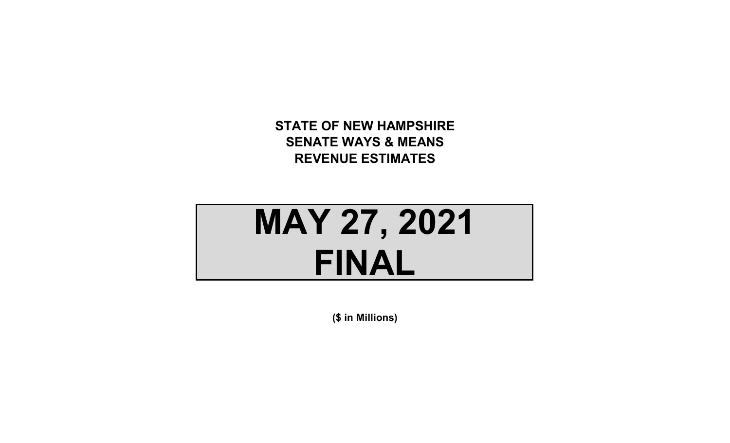# STATE OF NEW HAMPSHIRE
# SENATE WAYS & MEANS
# REVENUE ESTIMATES

# MAY 27, 2021
# FINAL

**($ in Millions)**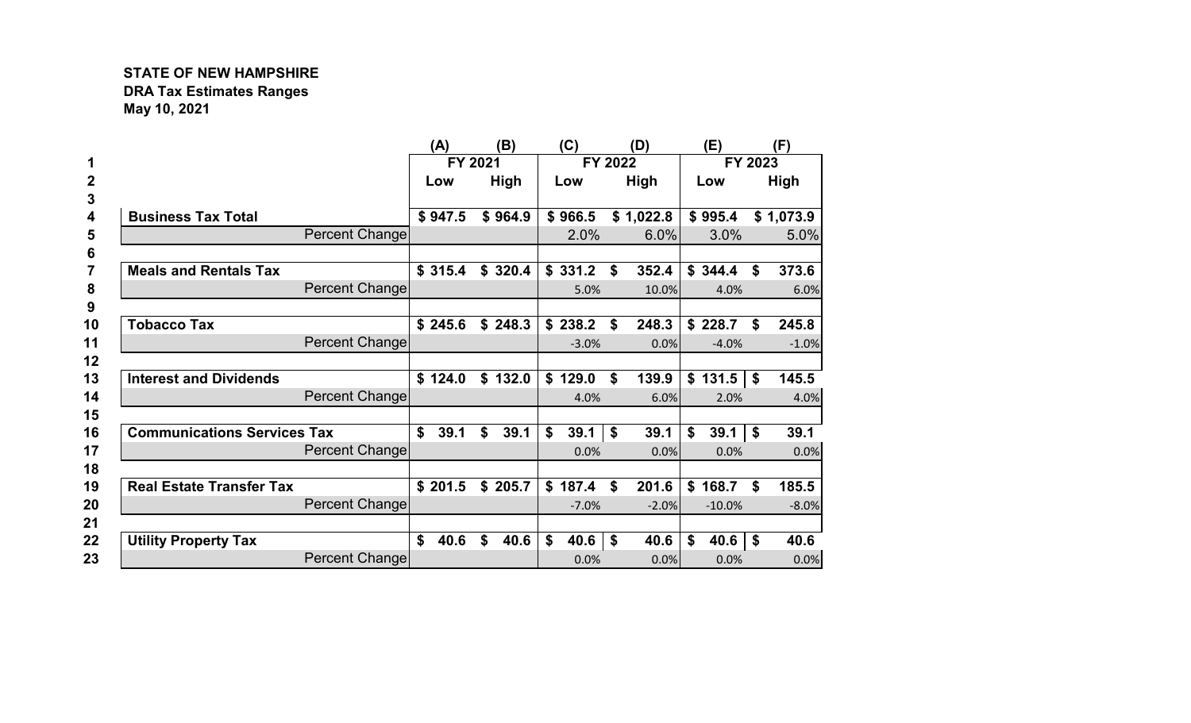**STATE OF NEW HAMPSHIRE**
**DRA Tax Estimates Ranges**
**May 10, 2021**

| | | (A) | (B) | (C) | (D) | (E) | (F) |
|---|---|---|---|---|---|---|---|
| 1 | | FY 2021 | | FY 2022 | | FY 2023 | |
| 2 | | Low | High | Low | High | Low | High |
| 3 | | | | | | | |
| 4 | **Business Tax Total** | $ 947.5 | $ 964.9 | $ 966.5 | $ 1,022.8 | $ 995.4 | $ 1,073.9 |
| 5 | Percent Change | | | 2.0% | 6.0% | 3.0% | 5.0% |
| 6 | | | | | | | |
| 7 | **Meals and Rentals Tax** | $ 315.4 | $ 320.4 | $ 331.2 | $ 352.4 | $ 344.4 | $ 373.6 |
| 8 | Percent Change | | | 5.0% | 10.0% | 4.0% | 6.0% |
| 9 | | | | | | | |
| 10 | **Tobacco Tax** | $ 245.6 | $ 248.3 | $ 238.2 | $ 248.3 | $ 228.7 | $ 245.8 |
| 11 | Percent Change | | | -3.0% | 0.0% | -4.0% | -1.0% |
| 12 | | | | | | | |
| 13 | **Interest and Dividends** | $ 124.0 | $ 132.0 | $ 129.0 | $ 139.9 | $ 131.5 | $ 145.5 |
| 14 | Percent Change | | | 4.0% | 6.0% | 2.0% | 4.0% |
| 15 | | | | | | | |
| 16 | **Communications Services Tax** | $ 39.1 | $ 39.1 | $ 39.1 | $ 39.1 | $ 39.1 | $ 39.1 |
| 17 | Percent Change | | | 0.0% | 0.0% | 0.0% | 0.0% |
| 18 | | | | | | | |
| 19 | **Real Estate Transfer Tax** | $ 201.5 | $ 205.7 | $ 187.4 | $ 201.6 | $ 168.7 | $ 185.5 |
| 20 | Percent Change | | | -7.0% | -2.0% | -10.0% | -8.0% |
| 21 | | | | | | | |
| 22 | **Utility Property Tax** | $ 40.6 | $ 40.6 | $ 40.6 | $ 40.6 | $ 40.6 | $ 40.6 |
| 23 | Percent Change | | | 0.0% | 0.0% | 0.0% | 0.0% |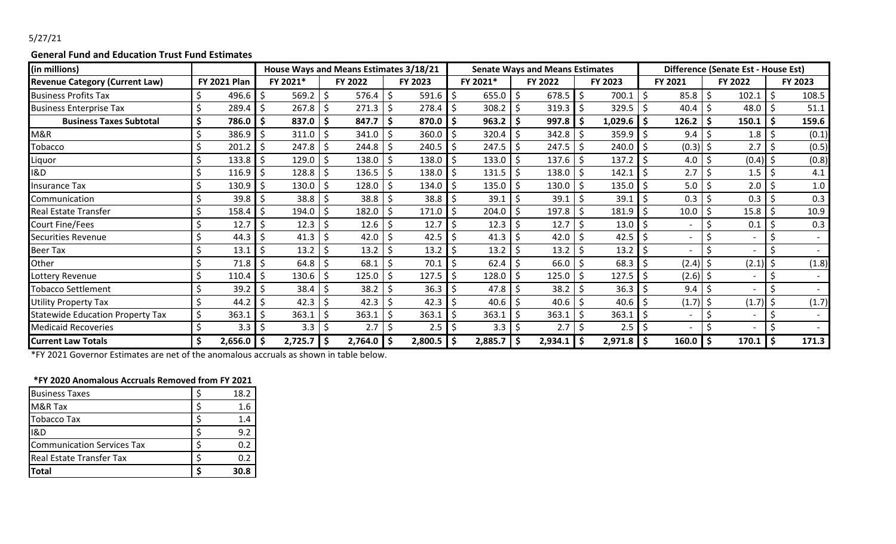5/27/21

**General Fund and Education Trust Fund Estimates**

| (in millions) | | House Ways and Means Estimates 3/18/21 | | | Senate Ways and Means Estimates | | | Difference (Senate Est - House Est) | | |
|---|---|---|---|---|---|---|---|---|---|---|
| **Revenue Category (Current Law)** | **FY 2021 Plan** | **FY 2021*** | **FY 2022** | **FY 2023** | **FY 2021*** | **FY 2022** | **FY 2023** | **FY 2021** | **FY 2022** | **FY 2023** |
| Business Profits Tax | $ 496.6 | $ 569.2 | $ 576.4 | $ 591.6 | $ 655.0 | $ 678.5 | $ 700.1 | $ 85.8 | $ 102.1 | $ 108.5 |
| Business Enterprise Tax | $ 289.4 | $ 267.8 | $ 271.3 | $ 278.4 | $ 308.2 | $ 319.3 | $ 329.5 | $ 40.4 | $ 48.0 | $ 51.1 |
| **Business Taxes Subtotal** | **$ 786.0** | **$ 837.0** | **$ 847.7** | **$ 870.0** | **$ 963.2** | **$ 997.8** | **$ 1,029.6** | **$ 126.2** | **$ 150.1** | **$ 159.6** |
| M&R | $ 386.9 | $ 311.0 | $ 341.0 | $ 360.0 | $ 320.4 | $ 342.8 | $ 359.9 | $ 9.4 | $ 1.8 | $ (0.1) |
| Tobacco | $ 201.2 | $ 247.8 | $ 244.8 | $ 240.5 | $ 247.5 | $ 247.5 | $ 240.0 | $ (0.3) | $ 2.7 | $ (0.5) |
| Liquor | $ 133.8 | $ 129.0 | $ 138.0 | $ 138.0 | $ 133.0 | $ 137.6 | $ 137.2 | $ 4.0 | $ (0.4) | $ (0.8) |
| I&D | $ 116.9 | $ 128.8 | $ 136.5 | $ 138.0 | $ 131.5 | $ 138.0 | $ 142.1 | $ 2.7 | $ 1.5 | $ 4.1 |
| Insurance Tax | $ 130.9 | $ 130.0 | $ 128.0 | $ 134.0 | $ 135.0 | $ 130.0 | $ 135.0 | $ 5.0 | $ 2.0 | $ 1.0 |
| Communication | $ 39.8 | $ 38.8 | $ 38.8 | $ 38.8 | $ 39.1 | $ 39.1 | $ 39.1 | $ 0.3 | $ 0.3 | $ 0.3 |
| Real Estate Transfer | $ 158.4 | $ 194.0 | $ 182.0 | $ 171.0 | $ 204.0 | $ 197.8 | $ 181.9 | $ 10.0 | $ 15.8 | $ 10.9 |
| Court Fine/Fees | $ 12.7 | $ 12.3 | $ 12.6 | $ 12.7 | $ 12.3 | $ 12.7 | $ 13.0 | $ - | $ 0.1 | $ 0.3 |
| Securities Revenue | $ 44.3 | $ 41.3 | $ 42.0 | $ 42.5 | $ 41.3 | $ 42.0 | $ 42.5 | $ - | $ - | $ - |
| Beer Tax | $ 13.1 | $ 13.2 | $ 13.2 | $ 13.2 | $ 13.2 | $ 13.2 | $ 13.2 | $ - | $ - | $ - |
| Other | $ 71.8 | $ 64.8 | $ 68.1 | $ 70.1 | $ 62.4 | $ 66.0 | $ 68.3 | $ (2.4) | $ (2.1) | $ (1.8) |
| Lottery Revenue | $ 110.4 | $ 130.6 | $ 125.0 | $ 127.5 | $ 128.0 | $ 125.0 | $ 127.5 | $ (2.6) | $ - | $ - |
| Tobacco Settlement | $ 39.2 | $ 38.4 | $ 38.2 | $ 36.3 | $ 47.8 | $ 38.2 | $ 36.3 | $ 9.4 | $ - | $ - |
| Utility Property Tax | $ 44.2 | $ 42.3 | $ 42.3 | $ 42.3 | $ 40.6 | $ 40.6 | $ 40.6 | $ (1.7) | $ (1.7) | $ (1.7) |
| Statewide Education Property Tax | $ 363.1 | $ 363.1 | $ 363.1 | $ 363.1 | $ 363.1 | $ 363.1 | $ 363.1 | $ - | $ - | $ - |
| Medicaid Recoveries | $ 3.3 | $ 3.3 | $ 2.7 | $ 2.5 | $ 3.3 | $ 2.7 | $ 2.5 | $ - | $ - | $ - |
| **Current Law Totals** | **$ 2,656.0** | **$ 2,725.7** | **$ 2,764.0** | **$ 2,800.5** | **$ 2,885.7** | **$ 2,934.1** | **$ 2,971.8** | **$ 160.0** | **$ 170.1** | **$ 171.3** |

*FY 2021 Governor Estimates are net of the anomalous accruals as shown in table below.

**\*FY 2020 Anomalous Accruals Removed from FY 2021**

| Category | Amount |
|---|---|
| Business Taxes | $ 18.2 |
| M&R Tax | $ 1.6 |
| Tobacco Tax | $ 1.4 |
| I&D | $ 9.2 |
| Communication Services Tax | $ 0.2 |
| Real Estate Transfer Tax | $ 0.2 |
| **Total** | **$ 30.8** |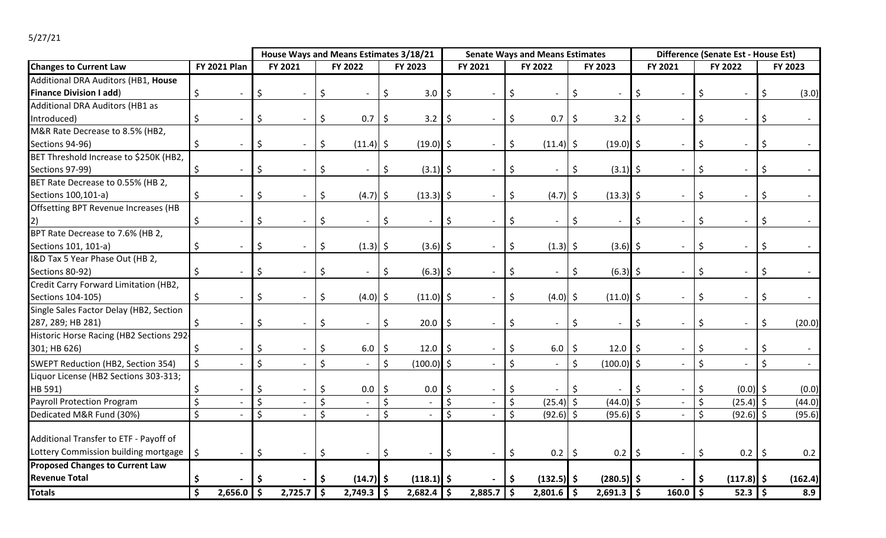5/27/21

| Changes to Current Law | FY 2021 Plan | House Ways and Means Estimates 3/18/21 | | | Senate Ways and Means Estimates | | | Difference (Senate Est - House Est) | | |
|---|---|---|---|---|---|---|---|---|---|---|
| | | FY 2021 | FY 2022 | FY 2023 | FY 2021 | FY 2022 | FY 2023 | FY 2021 | FY 2022 | FY 2023 |
| Additional DRA Auditors (HB1, **House Finance Division I add**) | $ - | $ - | $ - | $ 3.0 | $ - | $ - | $ - | $ - | $ - | $ (3.0) |
| Additional DRA Auditors (HB1 as Introduced) | $ - | $ - | $ 0.7 | $ 3.2 | $ - | $ 0.7 | $ 3.2 | $ - | $ - | $ - |
| M&R Rate Decrease to 8.5% (HB2, Sections 94-96) | $ - | $ - | $ (11.4) | $ (19.0) | $ - | $ (11.4) | $ (19.0) | $ - | $ - | $ - |
| BET Threshold Increase to $250K (HB2, Sections 97-99) | $ - | $ - | $ - | $ (3.1) | $ - | $ - | $ (3.1) | $ - | $ - | $ - |
| BET Rate Decrease to 0.55% (HB 2, Sections 100,101-a) | $ - | $ - | $ (4.7) | $ (13.3) | $ - | $ (4.7) | $ (13.3) | $ - | $ - | $ - |
| Offsetting BPT Revenue Increases (HB 2) | $ - | $ - | $ - | $ - | $ - | $ - | $ - | $ - | $ - | $ - |
| BPT Rate Decrease to 7.6% (HB 2, Sections 101, 101-a) | $ - | $ - | $ (1.3) | $ (3.6) | $ - | $ (1.3) | $ (3.6) | $ - | $ - | $ - |
| I&D Tax 5 Year Phase Out (HB 2, Sections 80-92) | $ - | $ - | $ - | $ (6.3) | $ - | $ - | $ (6.3) | $ - | $ - | $ - |
| Credit Carry Forward Limitation (HB2, Sections 104-105) | $ - | $ - | $ (4.0) | $ (11.0) | $ - | $ (4.0) | $ (11.0) | $ - | $ - | $ - |
| Single Sales Factor Delay (HB2, Section 287, 289; HB 281) | $ - | $ - | $ - | $ 20.0 | $ - | $ - | $ - | $ - | $ - | $ (20.0) |
| Historic Horse Racing (HB2 Sections 292-301; HB 626) | $ - | $ - | $ 6.0 | $ 12.0 | $ - | $ 6.0 | $ 12.0 | $ - | $ - | $ - |
| SWEPT Reduction (HB2, Section 354) | $ - | $ - | $ - | $ (100.0) | $ - | $ - | $ (100.0) | $ - | $ - | $ - |
| Liquor License (HB2 Sections 303-313; HB 591) | $ - | $ - | $ 0.0 | $ 0.0 | $ - | $ - | $ - | $ - | $ (0.0) | $ (0.0) |
| Payroll Protection Program | $ - | $ - | $ - | $ - | $ - | $ (25.4) | $ (44.0) | $ - | $ (25.4) | $ (44.0) |
| Dedicated M&R Fund (30%) | $ - | $ - | $ - | $ - | $ - | $ (92.6) | $ (95.6) | $ - | $ (92.6) | $ (95.6) |
| Additional Transfer to ETF - Payoff of Lottery Commission building mortgage | $ - | $ - | $ - | $ - | $ - | $ 0.2 | $ 0.2 | $ - | $ 0.2 | $ 0.2 |
| **Proposed Changes to Current Law Revenue Total** | **$ -** | **$ -** | **$ (14.7)** | **$ (118.1)** | **$ -** | **$ (132.5)** | **$ (280.5)** | **$ -** | **$ (117.8)** | **$ (162.4)** |
| **Totals** | **$ 2,656.0** | **$ 2,725.7** | **$ 2,749.3** | **$ 2,682.4** | **$ 2,885.7** | **$ 2,801.6** | **$ 2,691.3** | **$ 160.0** | **$ 52.3** | **$ 8.9** |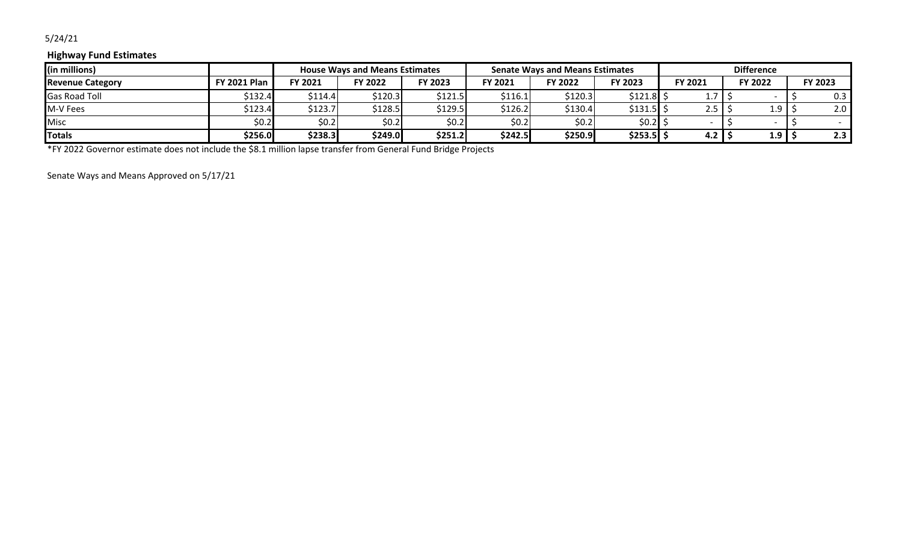5/24/21

**Highway Fund Estimates**

| (in millions) | | House Ways and Means Estimates | | | Senate Ways and Means Estimates | | | Difference | | |
|---|---|---|---|---|---|---|---|---|---|---|
| **Revenue Category** | **FY 2021 Plan** | **FY 2021** | **FY 2022** | **FY 2023** | **FY 2021** | **FY 2022** | **FY 2023** | **FY 2021** | **FY 2022** | **FY 2023** |
| Gas Road Toll | $132.4 | $114.4 | $120.3 | $121.5 | $116.1 | $120.3 | $121.8 | $ 1.7 | $ - | $ 0.3 |
| M-V Fees | $123.4 | $123.7 | $128.5 | $129.5 | $126.2 | $130.4 | $131.5 | $ 2.5 | $ 1.9 | $ 2.0 |
| Misc | $0.2 | $0.2 | $0.2 | $0.2 | $0.2 | $0.2 | $0.2 | $ - | $ - | $ - |
| **Totals** | **$256.0** | **$238.3** | **$249.0** | **$251.2** | **$242.5** | **$250.9** | **$253.5** | **$ 4.2** | **$ 1.9** | **$ 2.3** |

*FY 2022 Governor estimate does not include the $8.1 million lapse transfer from General Fund Bridge Projects

Senate Ways and Means Approved on 5/17/21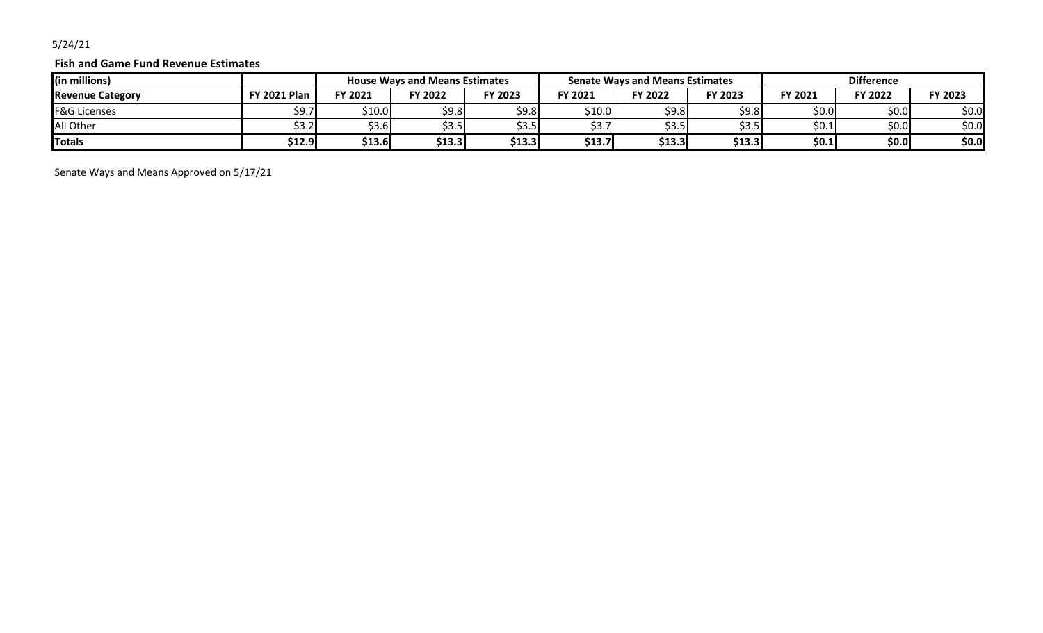5/24/21

**Fish and Game Fund Revenue Estimates**

| (in millions) | | House Ways and Means Estimates | | | Senate Ways and Means Estimates | | | Difference | | |
|---|---|---|---|---|---|---|---|---|---|---|
| **Revenue Category** | **FY 2021 Plan** | **FY 2021** | **FY 2022** | **FY 2023** | **FY 2021** | **FY 2022** | **FY 2023** | **FY 2021** | **FY 2022** | **FY 2023** |
| F&G Licenses | $9.7 | $10.0 | $9.8 | $9.8 | $10.0 | $9.8 | $9.8 | $0.0 | $0.0 | $0.0 |
| All Other | $3.2 | $3.6 | $3.5 | $3.5 | $3.7 | $3.5 | $3.5 | $0.1 | $0.0 | $0.0 |
| **Totals** | **$12.9** | **$13.6** | **$13.3** | **$13.3** | **$13.7** | **$13.3** | **$13.3** | **$0.1** | **$0.0** | **$0.0** |

Senate Ways and Means Approved on 5/17/21